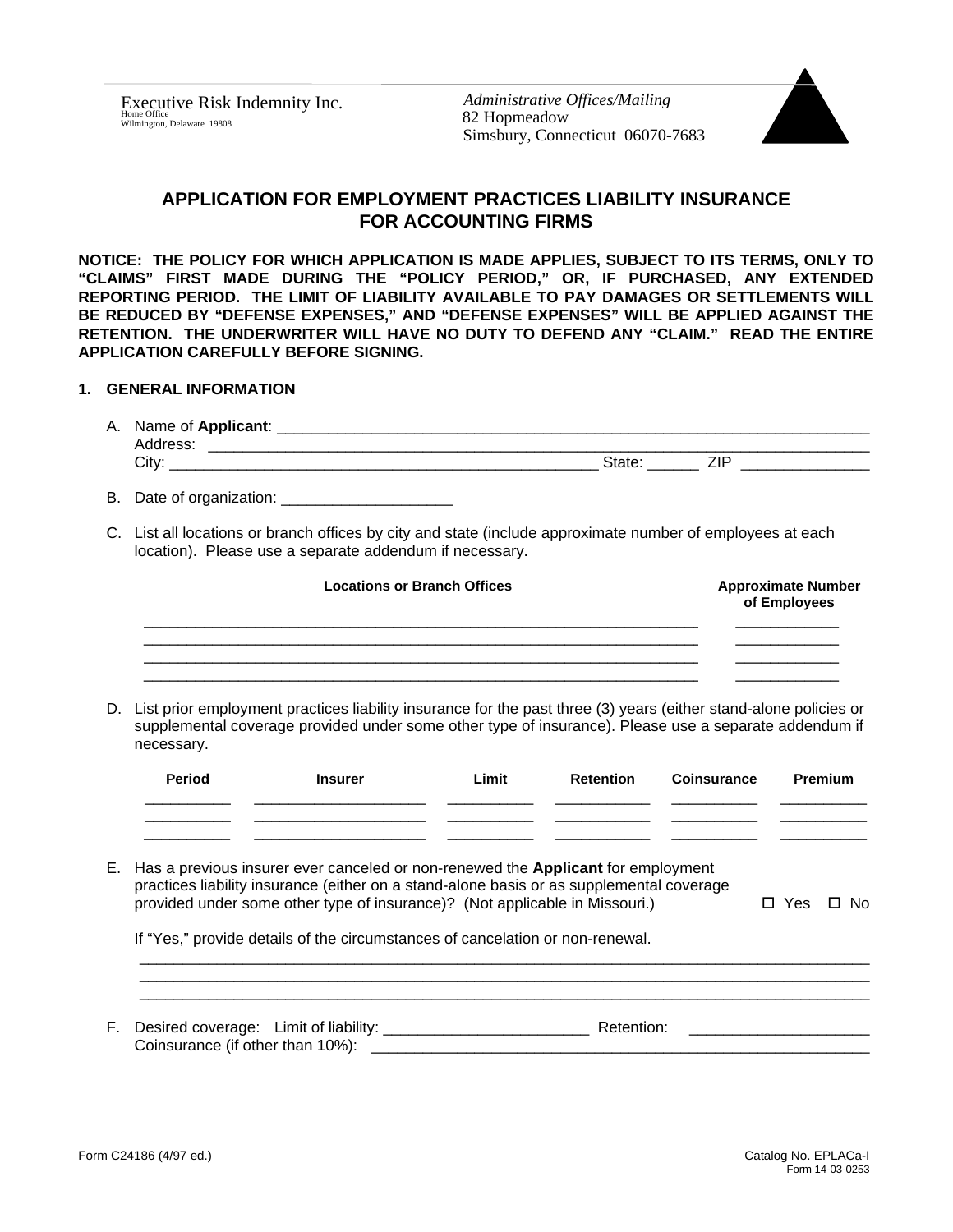Executive Risk Indemnity Inc.
Home Office
Wilmington, Delaware 19808

*Administrative Offices/Mailing*
82 Hopmeadow
Simsbury, Connecticut 06070-7683

# APPLICATION FOR EMPLOYMENT PRACTICES LIABILITY INSURANCE FOR ACCOUNTING FIRMS

**NOTICE: THE POLICY FOR WHICH APPLICATION IS MADE APPLIES, SUBJECT TO ITS TERMS, ONLY TO "CLAIMS" FIRST MADE DURING THE "POLICY PERIOD," OR, IF PURCHASED, ANY EXTENDED REPORTING PERIOD. THE LIMIT OF LIABILITY AVAILABLE TO PAY DAMAGES OR SETTLEMENTS WILL BE REDUCED BY "DEFENSE EXPENSES," AND "DEFENSE EXPENSES" WILL BE APPLIED AGAINST THE RETENTION. THE UNDERWRITER WILL HAVE NO DUTY TO DEFEND ANY "CLAIM." READ THE ENTIRE APPLICATION CAREFULLY BEFORE SIGNING.**

## 1. GENERAL INFORMATION

A. Name of **Applicant**: ___________________________________________
Address: ___________________________________________
City: ______________________________ State: ______ ZIP _______________

B. Date of organization: ____________________

C. List all locations or branch offices by city and state (include approximate number of employees at each location). Please use a separate addendum if necessary.

| Locations or Branch Offices | Approximate Number of Employees |
|---|---|
| | |
| | |
| | |
| | |

D. List prior employment practices liability insurance for the past three (3) years (either stand-alone policies or supplemental coverage provided under some other type of insurance). Please use a separate addendum if necessary.

| Period | Insurer | Limit | Retention | Coinsurance | Premium |
|---|---|---|---|---|---|
| | | | | | |
| | | | | | |
| | | | | | |

E. Has a previous insurer ever canceled or non-renewed the **Applicant** for employment practices liability insurance (either on a stand-alone basis or as supplemental coverage provided under some other type of insurance)? (Not applicable in Missouri.) ☐ Yes ☐ No

If "Yes," provide details of the circumstances of cancelation or non-renewal.
___________________________________________
___________________________________________
___________________________________________

F. Desired coverage: Limit of liability: ________________________ Retention: ____________________
Coinsurance (if other than 10%): ___________________________________________

Form C24186 (4/97 ed.)

Catalog No. EPLACa-I
Form 14-03-0253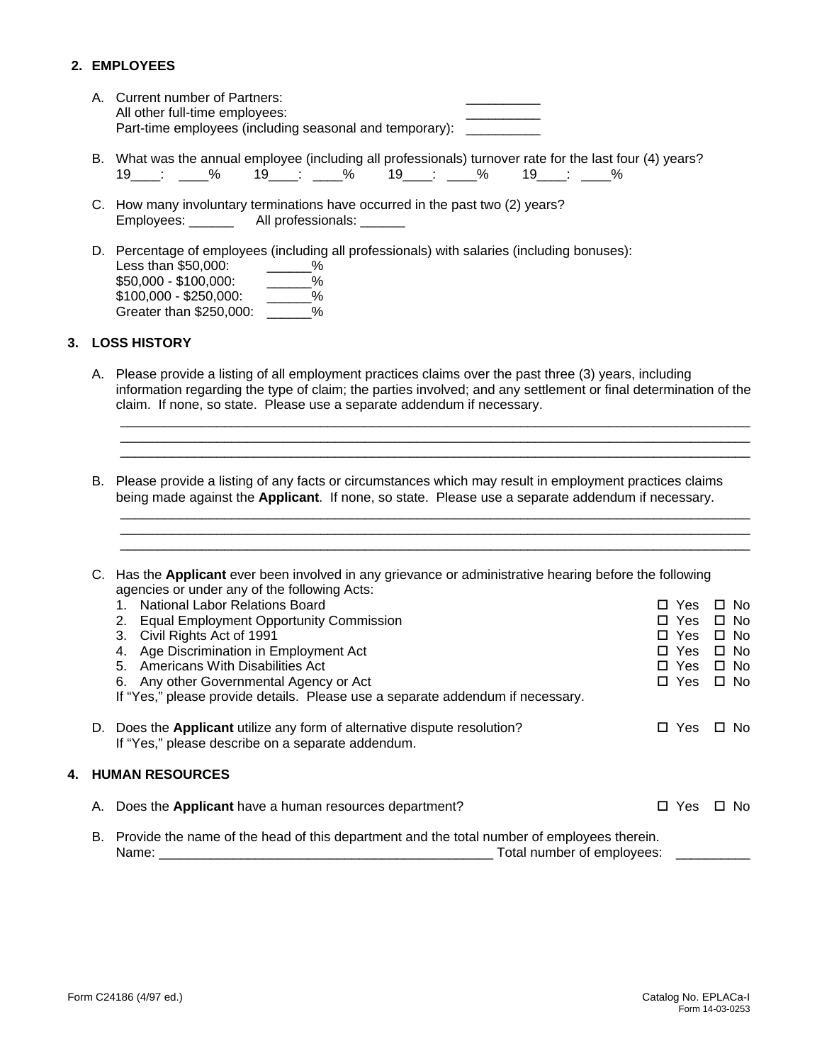## 2. EMPLOYEES

A. Current number of Partners: __________
All other full-time employees: __________
Part-time employees (including seasonal and temporary): __________

B. What was the annual employee (including all professionals) turnover rate for the last four (4) years?
19____: ____% 19____: ____% 19____: ____% 19____: ____%

C. How many involuntary terminations have occurred in the past two (2) years?
Employees: ______ All professionals: ______

D. Percentage of employees (including all professionals) with salaries (including bonuses):
Less than $50,000: ______%
$50,000 - $100,000: ______%
$100,000 - $250,000: ______%
Greater than $250,000: ______%

## 3. LOSS HISTORY

A. Please provide a listing of all employment practices claims over the past three (3) years, including information regarding the type of claim; the parties involved; and any settlement or final determination of the claim. If none, so state. Please use a separate addendum if necessary.

_______________________________________________________________________________
_______________________________________________________________________________
_______________________________________________________________________________

B. Please provide a listing of any facts or circumstances which may result in employment practices claims being made against the **Applicant**. If none, so state. Please use a separate addendum if necessary.

_______________________________________________________________________________
_______________________________________________________________________________
_______________________________________________________________________________

C. Has the **Applicant** ever been involved in any grievance or administrative hearing before the following agencies or under any of the following Acts:

1. National Labor Relations Board ☐ Yes ☐ No
2. Equal Employment Opportunity Commission ☐ Yes ☐ No
3. Civil Rights Act of 1991 ☐ Yes ☐ No
4. Age Discrimination in Employment Act ☐ Yes ☐ No
5. Americans With Disabilities Act ☐ Yes ☐ No
6. Any other Governmental Agency or Act ☐ Yes ☐ No

If "Yes," please provide details. Please use a separate addendum if necessary.

D. Does the **Applicant** utilize any form of alternative dispute resolution? ☐ Yes ☐ No
If "Yes," please describe on a separate addendum.

## 4. HUMAN RESOURCES

A. Does the **Applicant** have a human resources department? ☐ Yes ☐ No

B. Provide the name of the head of this department and the total number of employees therein.
Name: ______________________________________________ Total number of employees: __________

Form C24186 (4/97 ed.) Catalog No. EPLACa-I
Form 14-03-0253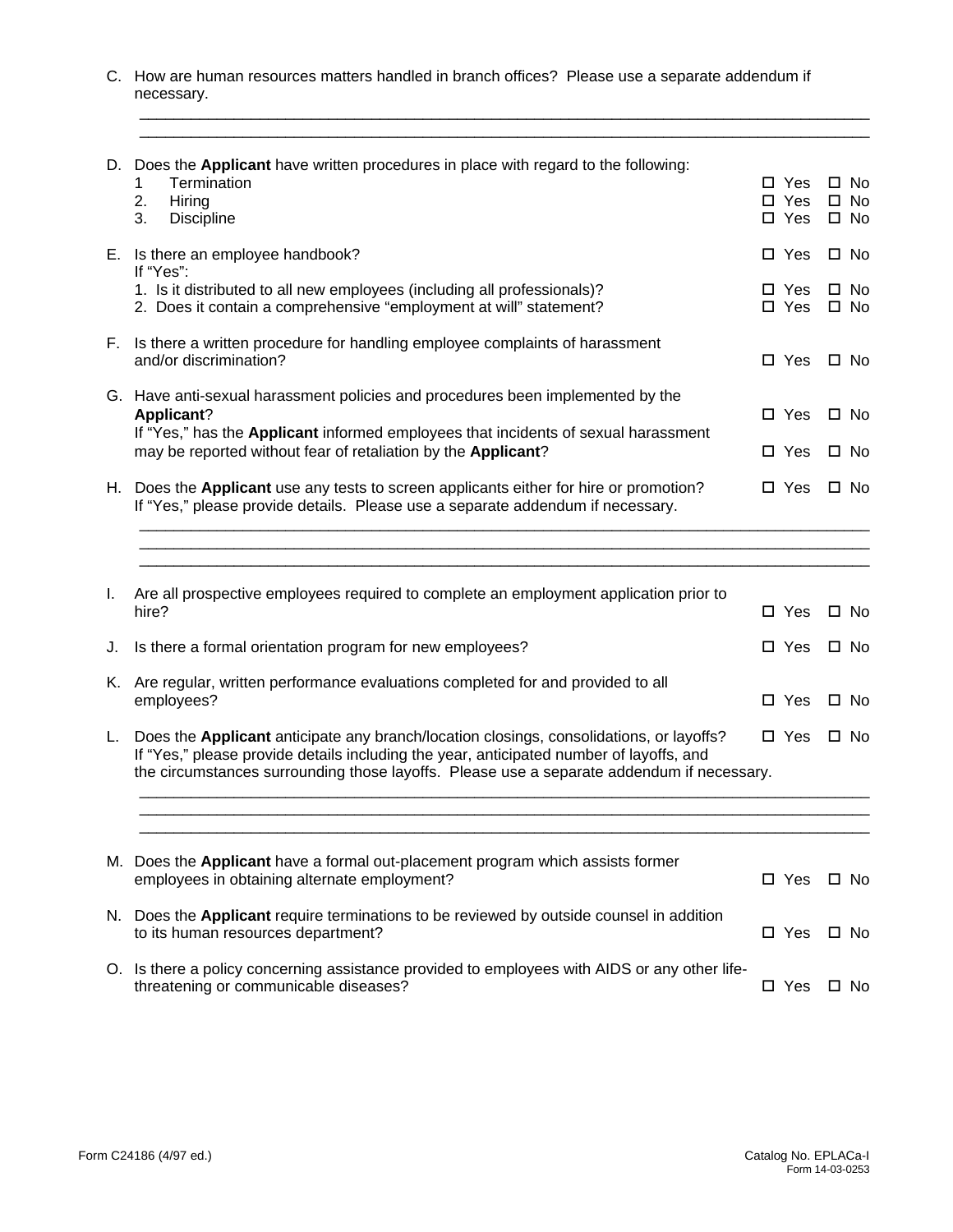C. How are human resources matters handled in branch offices? Please use a separate addendum if necessary.

\_\_\_\_\_\_\_\_\_\_\_\_\_\_\_\_\_\_\_\_\_\_\_\_\_\_\_\_\_\_\_\_\_\_\_\_\_\_\_\_\_\_\_\_\_\_\_\_\_\_\_\_\_\_\_\_\_\_\_\_\_\_\_\_\_\_\_\_\_\_\_\_\_\_\_\_\_\_

\_\_\_\_\_\_\_\_\_\_\_\_\_\_\_\_\_\_\_\_\_\_\_\_\_\_\_\_\_\_\_\_\_\_\_\_\_\_\_\_\_\_\_\_\_\_\_\_\_\_\_\_\_\_\_\_\_\_\_\_\_\_\_\_\_\_\_\_\_\_\_\_\_\_\_\_\_\_

D. Does the **Applicant** have written procedures in place with regard to the following:
   1 Termination ☐ Yes ☐ No
   2. Hiring ☐ Yes ☐ No
   3. Discipline ☐ Yes ☐ No

E. Is there an employee handbook? ☐ Yes ☐ No
   If "Yes":
   1. Is it distributed to all new employees (including all professionals)? ☐ Yes ☐ No
   2. Does it contain a comprehensive "employment at will" statement? ☐ Yes ☐ No

F. Is there a written procedure for handling employee complaints of harassment and/or discrimination? ☐ Yes ☐ No

G. Have anti-sexual harassment policies and procedures been implemented by the **Applicant**? ☐ Yes ☐ No
   If "Yes," has the **Applicant** informed employees that incidents of sexual harassment may be reported without fear of retaliation by the **Applicant**? ☐ Yes ☐ No

H. Does the **Applicant** use any tests to screen applicants either for hire or promotion? ☐ Yes ☐ No
   If "Yes," please provide details. Please use a separate addendum if necessary.

\_\_\_\_\_\_\_\_\_\_\_\_\_\_\_\_\_\_\_\_\_\_\_\_\_\_\_\_\_\_\_\_\_\_\_\_\_\_\_\_\_\_\_\_\_\_\_\_\_\_\_\_\_\_\_\_\_\_\_\_\_\_\_\_\_\_\_\_\_\_\_\_\_\_\_\_\_\_

\_\_\_\_\_\_\_\_\_\_\_\_\_\_\_\_\_\_\_\_\_\_\_\_\_\_\_\_\_\_\_\_\_\_\_\_\_\_\_\_\_\_\_\_\_\_\_\_\_\_\_\_\_\_\_\_\_\_\_\_\_\_\_\_\_\_\_\_\_\_\_\_\_\_\_\_\_\_

\_\_\_\_\_\_\_\_\_\_\_\_\_\_\_\_\_\_\_\_\_\_\_\_\_\_\_\_\_\_\_\_\_\_\_\_\_\_\_\_\_\_\_\_\_\_\_\_\_\_\_\_\_\_\_\_\_\_\_\_\_\_\_\_\_\_\_\_\_\_\_\_\_\_\_\_\_\_

I. Are all prospective employees required to complete an employment application prior to hire? ☐ Yes ☐ No

J. Is there a formal orientation program for new employees? ☐ Yes ☐ No

K. Are regular, written performance evaluations completed for and provided to all employees? ☐ Yes ☐ No

L. Does the **Applicant** anticipate any branch/location closings, consolidations, or layoffs? ☐ Yes ☐ No
   If "Yes," please provide details including the year, anticipated number of layoffs, and the circumstances surrounding those layoffs. Please use a separate addendum if necessary.

\_\_\_\_\_\_\_\_\_\_\_\_\_\_\_\_\_\_\_\_\_\_\_\_\_\_\_\_\_\_\_\_\_\_\_\_\_\_\_\_\_\_\_\_\_\_\_\_\_\_\_\_\_\_\_\_\_\_\_\_\_\_\_\_\_\_\_\_\_\_\_\_\_\_\_\_\_\_

\_\_\_\_\_\_\_\_\_\_\_\_\_\_\_\_\_\_\_\_\_\_\_\_\_\_\_\_\_\_\_\_\_\_\_\_\_\_\_\_\_\_\_\_\_\_\_\_\_\_\_\_\_\_\_\_\_\_\_\_\_\_\_\_\_\_\_\_\_\_\_\_\_\_\_\_\_\_

\_\_\_\_\_\_\_\_\_\_\_\_\_\_\_\_\_\_\_\_\_\_\_\_\_\_\_\_\_\_\_\_\_\_\_\_\_\_\_\_\_\_\_\_\_\_\_\_\_\_\_\_\_\_\_\_\_\_\_\_\_\_\_\_\_\_\_\_\_\_\_\_\_\_\_\_\_\_

M. Does the **Applicant** have a formal out-placement program which assists former employees in obtaining alternate employment? ☐ Yes ☐ No

N. Does the **Applicant** require terminations to be reviewed by outside counsel in addition to its human resources department? ☐ Yes ☐ No

O. Is there a policy concerning assistance provided to employees with AIDS or any other life-threatening or communicable diseases? ☐ Yes ☐ No

Form C24186 (4/97 ed.)

Catalog No. EPLACa-I
Form 14-03-0253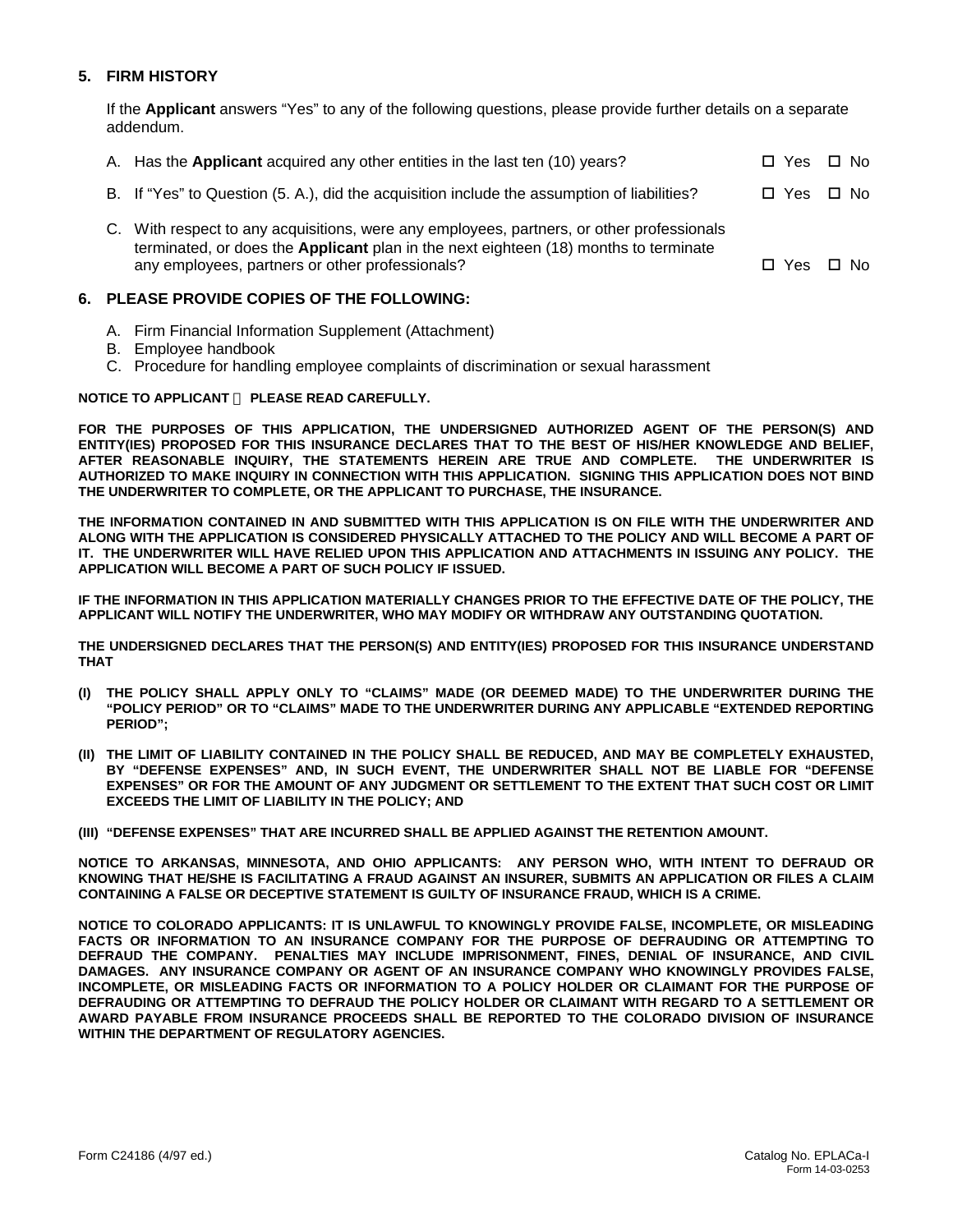## 5. FIRM HISTORY

If the **Applicant** answers "Yes" to any of the following questions, please provide further details on a separate addendum.

A. Has the **Applicant** acquired any other entities in the last ten (10) years? ☐ Yes ☐ No

B. If "Yes" to Question (5. A.), did the acquisition include the assumption of liabilities? ☐ Yes ☐ No

C. With respect to any acquisitions, were any employees, partners, or other professionals terminated, or does the **Applicant** plan in the next eighteen (18) months to terminate any employees, partners or other professionals? ☐ Yes ☐ No

## 6. PLEASE PROVIDE COPIES OF THE FOLLOWING:

A. Firm Financial Information Supplement (Attachment)
B. Employee handbook
C. Procedure for handling employee complaints of discrimination or sexual harassment

**NOTICE TO APPLICANT – PLEASE READ CAREFULLY.**

**FOR THE PURPOSES OF THIS APPLICATION, THE UNDERSIGNED AUTHORIZED AGENT OF THE PERSON(S) AND ENTITY(IES) PROPOSED FOR THIS INSURANCE DECLARES THAT TO THE BEST OF HIS/HER KNOWLEDGE AND BELIEF, AFTER REASONABLE INQUIRY, THE STATEMENTS HEREIN ARE TRUE AND COMPLETE. THE UNDERWRITER IS AUTHORIZED TO MAKE INQUIRY IN CONNECTION WITH THIS APPLICATION. SIGNING THIS APPLICATION DOES NOT BIND THE UNDERWRITER TO COMPLETE, OR THE APPLICANT TO PURCHASE, THE INSURANCE.**

**THE INFORMATION CONTAINED IN AND SUBMITTED WITH THIS APPLICATION IS ON FILE WITH THE UNDERWRITER AND ALONG WITH THE APPLICATION IS CONSIDERED PHYSICALLY ATTACHED TO THE POLICY AND WILL BECOME A PART OF IT. THE UNDERWRITER WILL HAVE RELIED UPON THIS APPLICATION AND ATTACHMENTS IN ISSUING ANY POLICY. THE APPLICATION WILL BECOME A PART OF SUCH POLICY IF ISSUED.**

**IF THE INFORMATION IN THIS APPLICATION MATERIALLY CHANGES PRIOR TO THE EFFECTIVE DATE OF THE POLICY, THE APPLICANT WILL NOTIFY THE UNDERWRITER, WHO MAY MODIFY OR WITHDRAW ANY OUTSTANDING QUOTATION.**

**THE UNDERSIGNED DECLARES THAT THE PERSON(S) AND ENTITY(IES) PROPOSED FOR THIS INSURANCE UNDERSTAND THAT**

**(I) THE POLICY SHALL APPLY ONLY TO "CLAIMS" MADE (OR DEEMED MADE) TO THE UNDERWRITER DURING THE "POLICY PERIOD" OR TO "CLAIMS" MADE TO THE UNDERWRITER DURING ANY APPLICABLE "EXTENDED REPORTING PERIOD";**

**(II) THE LIMIT OF LIABILITY CONTAINED IN THE POLICY SHALL BE REDUCED, AND MAY BE COMPLETELY EXHAUSTED, BY "DEFENSE EXPENSES" AND, IN SUCH EVENT, THE UNDERWRITER SHALL NOT BE LIABLE FOR "DEFENSE EXPENSES" OR FOR THE AMOUNT OF ANY JUDGMENT OR SETTLEMENT TO THE EXTENT THAT SUCH COST OR LIMIT EXCEEDS THE LIMIT OF LIABILITY IN THE POLICY; AND**

**(III) "DEFENSE EXPENSES" THAT ARE INCURRED SHALL BE APPLIED AGAINST THE RETENTION AMOUNT.**

**NOTICE TO ARKANSAS, MINNESOTA, AND OHIO APPLICANTS: ANY PERSON WHO, WITH INTENT TO DEFRAUD OR KNOWING THAT HE/SHE IS FACILITATING A FRAUD AGAINST AN INSURER, SUBMITS AN APPLICATION OR FILES A CLAIM CONTAINING A FALSE OR DECEPTIVE STATEMENT IS GUILTY OF INSURANCE FRAUD, WHICH IS A CRIME.**

**NOTICE TO COLORADO APPLICANTS: IT IS UNLAWFUL TO KNOWINGLY PROVIDE FALSE, INCOMPLETE, OR MISLEADING FACTS OR INFORMATION TO AN INSURANCE COMPANY FOR THE PURPOSE OF DEFRAUDING OR ATTEMPTING TO DEFRAUD THE COMPANY. PENALTIES MAY INCLUDE IMPRISONMENT, FINES, DENIAL OF INSURANCE, AND CIVIL DAMAGES. ANY INSURANCE COMPANY OR AGENT OF AN INSURANCE COMPANY WHO KNOWINGLY PROVIDES FALSE, INCOMPLETE, OR MISLEADING FACTS OR INFORMATION TO A POLICY HOLDER OR CLAIMANT FOR THE PURPOSE OF DEFRAUDING OR ATTEMPTING TO DEFRAUD THE POLICY HOLDER OR CLAIMANT WITH REGARD TO A SETTLEMENT OR AWARD PAYABLE FROM INSURANCE PROCEEDS SHALL BE REPORTED TO THE COLORADO DIVISION OF INSURANCE WITHIN THE DEPARTMENT OF REGULATORY AGENCIES.**

Form C24186 (4/97 ed.) Catalog No. EPLACa-I
Form 14-03-0253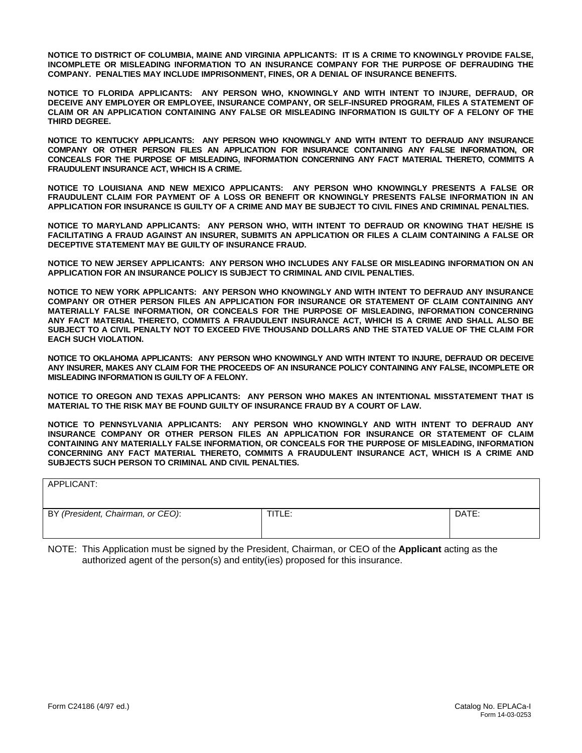**NOTICE TO DISTRICT OF COLUMBIA, MAINE AND VIRGINIA APPLICANTS: IT IS A CRIME TO KNOWINGLY PROVIDE FALSE, INCOMPLETE OR MISLEADING INFORMATION TO AN INSURANCE COMPANY FOR THE PURPOSE OF DEFRAUDING THE COMPANY. PENALTIES MAY INCLUDE IMPRISONMENT, FINES, OR A DENIAL OF INSURANCE BENEFITS.**

**NOTICE TO FLORIDA APPLICANTS: ANY PERSON WHO, KNOWINGLY AND WITH INTENT TO INJURE, DEFRAUD, OR DECEIVE ANY EMPLOYER OR EMPLOYEE, INSURANCE COMPANY, OR SELF-INSURED PROGRAM, FILES A STATEMENT OF CLAIM OR AN APPLICATION CONTAINING ANY FALSE OR MISLEADING INFORMATION IS GUILTY OF A FELONY OF THE THIRD DEGREE.**

**NOTICE TO KENTUCKY APPLICANTS: ANY PERSON WHO KNOWINGLY AND WITH INTENT TO DEFRAUD ANY INSURANCE COMPANY OR OTHER PERSON FILES AN APPLICATION FOR INSURANCE CONTAINING ANY FALSE INFORMATION, OR CONCEALS FOR THE PURPOSE OF MISLEADING, INFORMATION CONCERNING ANY FACT MATERIAL THERETO, COMMITS A FRAUDULENT INSURANCE ACT, WHICH IS A CRIME.**

**NOTICE TO LOUISIANA AND NEW MEXICO APPLICANTS: ANY PERSON WHO KNOWINGLY PRESENTS A FALSE OR FRAUDULENT CLAIM FOR PAYMENT OF A LOSS OR BENEFIT OR KNOWINGLY PRESENTS FALSE INFORMATION IN AN APPLICATION FOR INSURANCE IS GUILTY OF A CRIME AND MAY BE SUBJECT TO CIVIL FINES AND CRIMINAL PENALTIES.**

**NOTICE TO MARYLAND APPLICANTS: ANY PERSON WHO, WITH INTENT TO DEFRAUD OR KNOWING THAT HE/SHE IS FACILITATING A FRAUD AGAINST AN INSURER, SUBMITS AN APPLICATION OR FILES A CLAIM CONTAINING A FALSE OR DECEPTIVE STATEMENT MAY BE GUILTY OF INSURANCE FRAUD.**

**NOTICE TO NEW JERSEY APPLICANTS: ANY PERSON WHO INCLUDES ANY FALSE OR MISLEADING INFORMATION ON AN APPLICATION FOR AN INSURANCE POLICY IS SUBJECT TO CRIMINAL AND CIVIL PENALTIES.**

**NOTICE TO NEW YORK APPLICANTS: ANY PERSON WHO KNOWINGLY AND WITH INTENT TO DEFRAUD ANY INSURANCE COMPANY OR OTHER PERSON FILES AN APPLICATION FOR INSURANCE OR STATEMENT OF CLAIM CONTAINING ANY MATERIALLY FALSE INFORMATION, OR CONCEALS FOR THE PURPOSE OF MISLEADING, INFORMATION CONCERNING ANY FACT MATERIAL THERETO, COMMITS A FRAUDULENT INSURANCE ACT, WHICH IS A CRIME AND SHALL ALSO BE SUBJECT TO A CIVIL PENALTY NOT TO EXCEED FIVE THOUSAND DOLLARS AND THE STATED VALUE OF THE CLAIM FOR EACH SUCH VIOLATION.**

**NOTICE TO OKLAHOMA APPLICANTS: ANY PERSON WHO KNOWINGLY AND WITH INTENT TO INJURE, DEFRAUD OR DECEIVE ANY INSURER, MAKES ANY CLAIM FOR THE PROCEEDS OF AN INSURANCE POLICY CONTAINING ANY FALSE, INCOMPLETE OR MISLEADING INFORMATION IS GUILTY OF A FELONY.**

**NOTICE TO OREGON AND TEXAS APPLICANTS: ANY PERSON WHO MAKES AN INTENTIONAL MISSTATEMENT THAT IS MATERIAL TO THE RISK MAY BE FOUND GUILTY OF INSURANCE FRAUD BY A COURT OF LAW.**

**NOTICE TO PENNSYLVANIA APPLICANTS: ANY PERSON WHO KNOWINGLY AND WITH INTENT TO DEFRAUD ANY INSURANCE COMPANY OR OTHER PERSON FILES AN APPLICATION FOR INSURANCE OR STATEMENT OF CLAIM CONTAINING ANY MATERIALLY FALSE INFORMATION, OR CONCEALS FOR THE PURPOSE OF MISLEADING, INFORMATION CONCERNING ANY FACT MATERIAL THERETO, COMMITS A FRAUDULENT INSURANCE ACT, WHICH IS A CRIME AND SUBJECTS SUCH PERSON TO CRIMINAL AND CIVIL PENALTIES.**

| APPLICANT: | | |
|---|---|---|
| BY *(President, Chairman, or CEO)*: | TITLE: | DATE: |

NOTE: This Application must be signed by the President, Chairman, or CEO of the **Applicant** acting as the authorized agent of the person(s) and entity(ies) proposed for this insurance.

Form C24186 (4/97 ed.)

Catalog No. EPLACa-I
Form 14-03-0253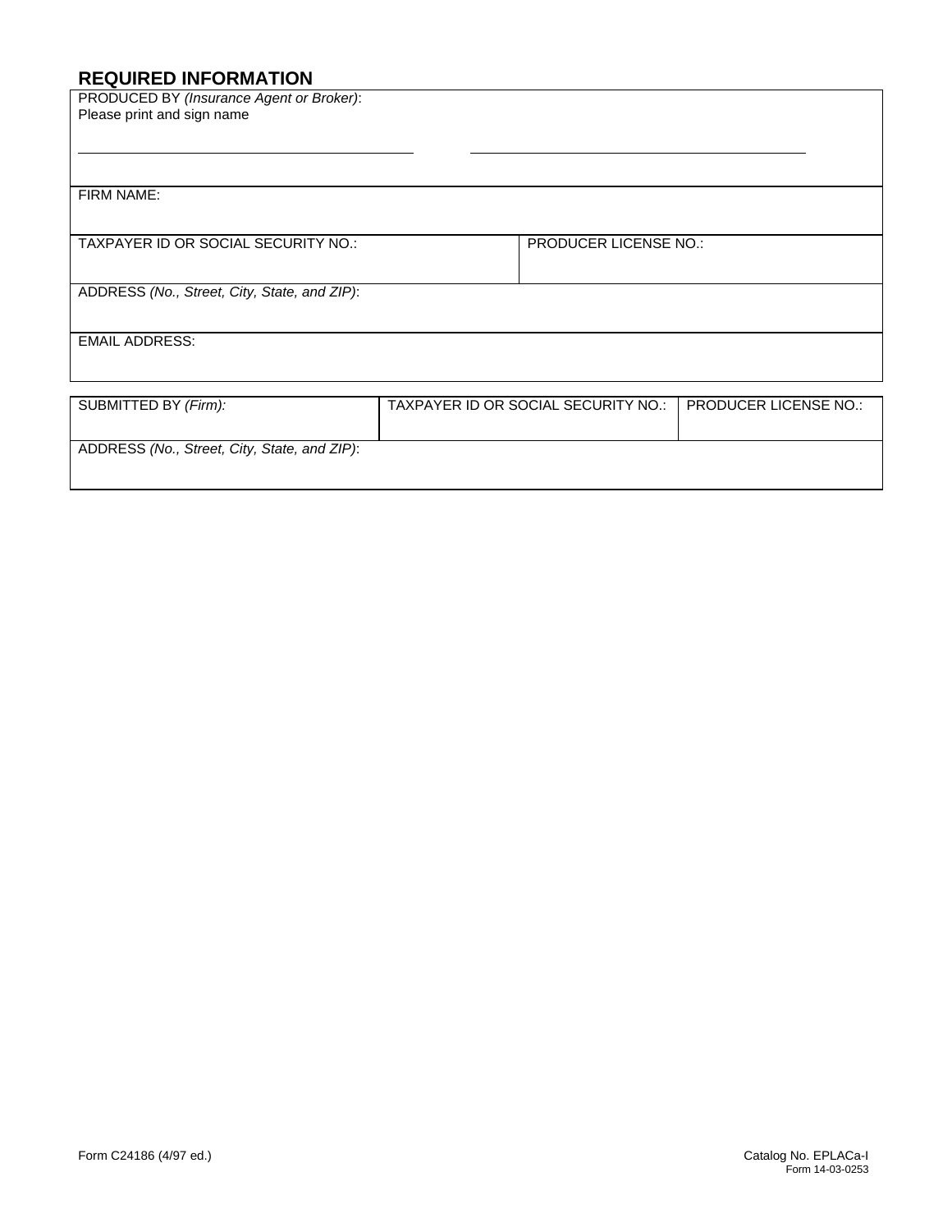## REQUIRED INFORMATION

| PRODUCED BY *(Insurance Agent or Broker)*: Please print and sign name | |
|---|---|
| \_\_\_\_\_\_\_\_\_\_\_\_\_\_\_\_\_\_\_\_\_\_\_\_\_\_\_\_\_\_ | \_\_\_\_\_\_\_\_\_\_\_\_\_\_\_\_\_\_\_\_\_\_\_\_\_\_\_\_\_\_ |
| FIRM NAME: | |
| TAXPAYER ID OR SOCIAL SECURITY NO.: | PRODUCER LICENSE NO.: |
| ADDRESS *(No., Street, City, State, and ZIP)*: | |
| EMAIL ADDRESS: | |

| SUBMITTED BY *(Firm):* | TAXPAYER ID OR SOCIAL SECURITY NO.: | PRODUCER LICENSE NO.: |
|---|---|---|
| ADDRESS *(No., Street, City, State, and ZIP)*: | | |

Form C24186 (4/97 ed.)

Catalog No. EPLACa-I
Form 14-03-0253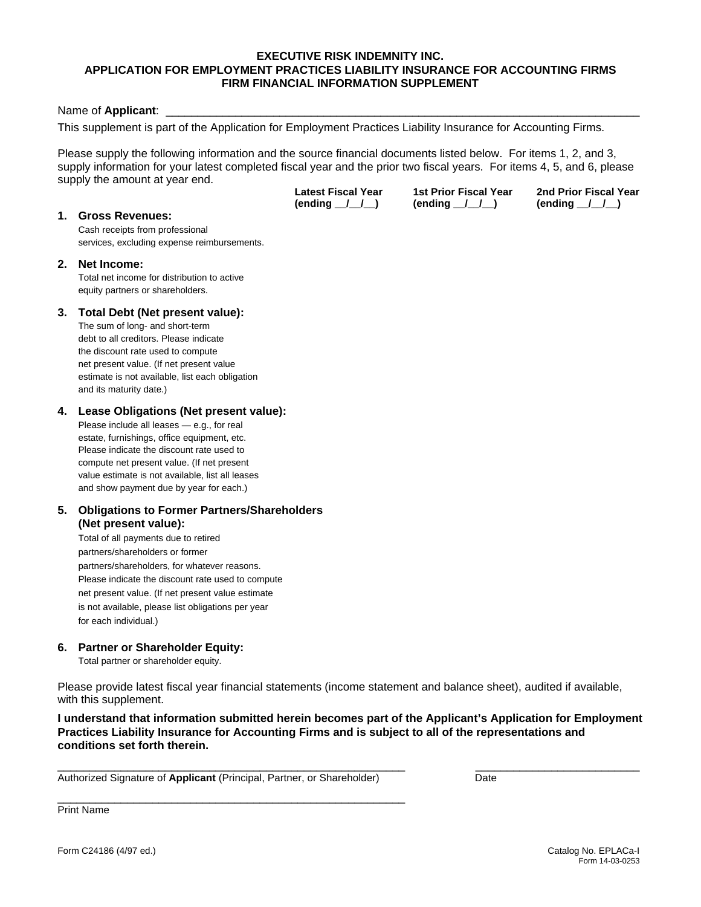# EXECUTIVE RISK INDEMNITY INC.
## APPLICATION FOR EMPLOYMENT PRACTICES LIABILITY INSURANCE FOR ACCOUNTING FIRMS
## FIRM FINANCIAL INFORMATION SUPPLEMENT

Name of **Applicant**: ______________________________________________________________________________

This supplement is part of the Application for Employment Practices Liability Insurance for Accounting Firms.

Please supply the following information and the source financial documents listed below. For items 1, 2, and 3, supply information for your latest completed fiscal year and the prior two fiscal years. For items 4, 5, and 6, please supply the amount at year end.

| | Latest Fiscal Year (ending __/__/__) | 1st Prior Fiscal Year (ending __/__/__) | 2nd Prior Fiscal Year (ending __/__/__) |
|---|---|---|---|
| **1. Gross Revenues:** Cash receipts from professional services, excluding expense reimbursements. | | | |
| **2. Net Income:** Total net income for distribution to active equity partners or shareholders. | | | |
| **3. Total Debt (Net present value):** The sum of long- and short-term debt to all creditors. Please indicate the discount rate used to compute net present value. (If net present value estimate is not available, list each obligation and its maturity date.) | | | |
| **4. Lease Obligations (Net present value):** Please include all leases — e.g., for real estate, furnishings, office equipment, etc. Please indicate the discount rate used to compute net present value. (If net present value estimate is not available, list all leases and show payment due by year for each.) | | | |
| **5. Obligations to Former Partners/Shareholders (Net present value):** Total of all payments due to retired partners/shareholders or former partners/shareholders, for whatever reasons. Please indicate the discount rate used to compute net present value. (If net present value estimate is not available, please list obligations per year for each individual.) | | | |
| **6. Partner or Shareholder Equity:** Total partner or shareholder equity. | | | |

Please provide latest fiscal year financial statements (income statement and balance sheet), audited if available, with this supplement.

**I understand that information submitted herein becomes part of the Applicant's Application for Employment Practices Liability Insurance for Accounting Firms and is subject to all of the representations and conditions set forth therein.**

______________________________________________________________ ______________________________

Authorized Signature of **Applicant** (Principal, Partner, or Shareholder) Date

______________________________________________________________

Print Name

Form C24186 (4/97 ed.) Catalog No. EPLACa-I
Form 14-03-0253